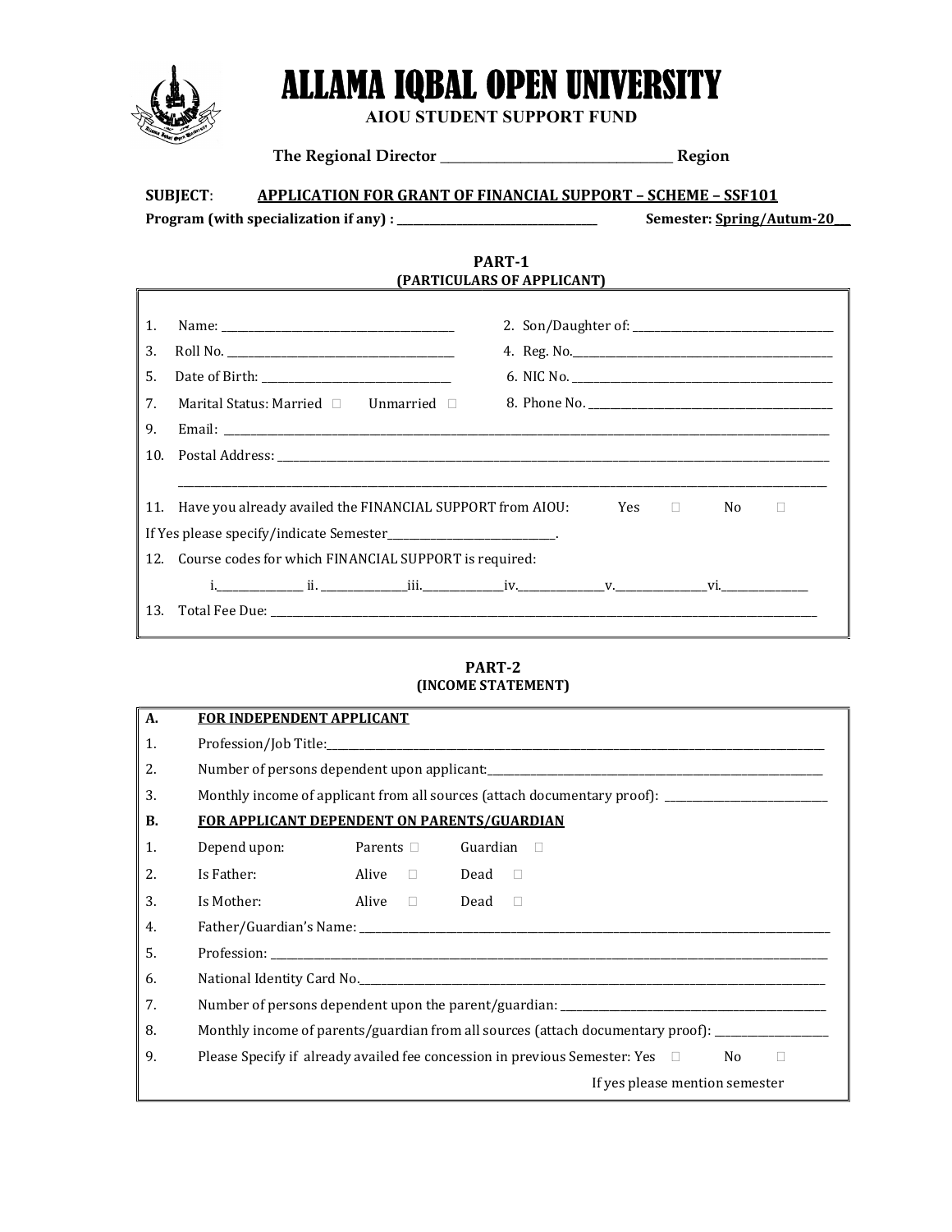# ALLAMA IQBAL OPEN UNIVERSITY

**AIOU STUDENT SUPPORT FUND**

**The Regional Director \_\_\_\_\_\_\_\_\_\_\_\_\_\_\_\_\_\_\_\_\_\_\_\_\_\_\_\_\_\_\_\_\_\_ Region**

**SUBJECT**: **<u>APPLICATION FOR GRANT OF FINANCIAL SUPPORT – SCHEME – SSF101</u>**

**Program (with specialization if any) : \_\_\_\_\_\_\_\_\_\_\_\_\_\_\_\_\_\_\_\_\_\_\_\_\_\_\_\_\_\_\_\_\_\_** **Semester: <u>Spring/Autum-20\_\_</u>**

## PART-1
### (PARTICULARS OF APPLICANT)

1. Name: \_\_\_\_\_\_\_\_\_\_\_\_\_\_\_\_\_\_\_\_\_\_\_\_\_\_\_\_\_\_\_\_\_\_\_\_\_\_\_\_
2. Son/Daughter of: \_\_\_\_\_\_\_\_\_\_\_\_\_\_\_\_\_\_\_\_\_\_\_\_\_\_\_\_\_\_\_\_\_\_\_\_
3. Roll No. \_\_\_\_\_\_\_\_\_\_\_\_\_\_\_\_\_\_\_\_\_\_\_\_\_\_\_\_\_\_\_\_\_\_\_\_\_\_\_\_
4. Reg. No.\_\_\_\_\_\_\_\_\_\_\_\_\_\_\_\_\_\_\_\_\_\_\_\_\_\_\_\_\_\_\_\_\_\_\_\_\_\_\_\_\_\_\_\_
5. Date of Birth: \_\_\_\_\_\_\_\_\_\_\_\_\_\_\_\_\_\_\_\_\_\_\_\_\_\_\_\_\_\_\_\_\_
6. NIC No. \_\_\_\_\_\_\_\_\_\_\_\_\_\_\_\_\_\_\_\_\_\_\_\_\_\_\_\_\_\_\_\_\_\_\_\_\_\_\_\_\_\_\_\_
7. Marital Status: Married ☐ Unmarried ☐
8. Phone No. \_\_\_\_\_\_\_\_\_\_\_\_\_\_\_\_\_\_\_\_\_\_\_\_\_\_\_\_\_\_\_\_\_\_\_\_\_\_\_\_\_\_\_
9. Email: \_\_\_\_\_\_\_\_\_\_\_\_\_\_\_\_\_\_\_\_\_\_\_\_\_\_\_\_\_\_\_\_\_\_\_\_\_\_\_\_\_\_\_\_\_\_\_\_\_\_\_\_\_\_\_\_\_\_\_\_\_\_\_\_\_\_\_\_\_\_\_\_\_\_\_\_\_\_\_\_\_\_\_\_
10. Postal Address: \_\_\_\_\_\_\_\_\_\_\_\_\_\_\_\_\_\_\_\_\_\_\_\_\_\_\_\_\_\_\_\_\_\_\_\_\_\_\_\_\_\_\_\_\_\_\_\_\_\_\_\_\_\_\_\_\_\_\_\_\_\_\_\_\_\_\_\_\_\_\_\_\_\_\_\_\_

    \_\_\_\_\_\_\_\_\_\_\_\_\_\_\_\_\_\_\_\_\_\_\_\_\_\_\_\_\_\_\_\_\_\_\_\_\_\_\_\_\_\_\_\_\_\_\_\_\_\_\_\_\_\_\_\_\_\_\_\_\_\_\_\_\_\_\_\_\_\_\_\_\_\_\_\_\_\_\_\_\_\_\_\_\_\_\_\_\_
11. Have you already availed the FINANCIAL SUPPORT from AIOU: Yes ☐ No ☐

    If Yes please specify/indicate Semester\_\_\_\_\_\_\_\_\_\_\_\_\_\_\_\_\_\_\_\_\_\_\_\_\_\_\_\_\_.
12. Course codes for which FINANCIAL SUPPORT is required:

    i.\_\_\_\_\_\_\_\_\_\_\_\_\_\_ ii. \_\_\_\_\_\_\_\_\_\_\_\_\_\_iii.\_\_\_\_\_\_\_\_\_\_\_\_\_\_iv.\_\_\_\_\_\_\_\_\_\_\_\_\_\_v.\_\_\_\_\_\_\_\_\_\_\_\_\_\_\_vi.\_\_\_\_\_\_\_\_\_\_\_\_\_\_
13. Total Fee Due: \_\_\_\_\_\_\_\_\_\_\_\_\_\_\_\_\_\_\_\_\_\_\_\_\_\_\_\_\_\_\_\_\_\_\_\_\_\_\_\_\_\_\_\_\_\_\_\_\_\_\_\_\_\_\_\_\_\_\_\_\_\_\_\_\_\_\_\_\_\_\_\_\_\_\_\_\_\_\_\_\_\_

## PART-2
### (INCOME STATEMENT)

**A. <u>FOR INDEPENDENT APPLICANT</u>**

1. Profession/Job Title:\_\_\_\_\_\_\_\_\_\_\_\_\_\_\_\_\_\_\_\_\_\_\_\_\_\_\_\_\_\_\_\_\_\_\_\_\_\_\_\_\_\_\_\_\_\_\_\_\_\_\_\_\_\_\_\_\_\_\_\_\_\_\_\_\_\_\_\_\_\_\_\_\_\_\_\_\_\_\_\_\_\_
2. Number of persons dependent upon applicant:\_\_\_\_\_\_\_\_\_\_\_\_\_\_\_\_\_\_\_\_\_\_\_\_\_\_\_\_\_\_\_\_\_\_\_\_\_\_\_\_\_\_\_\_\_\_\_\_\_\_\_\_\_\_\_\_\_\_\_
3. Monthly income of applicant from all sources (attach documentary proof): \_\_\_\_\_\_\_\_\_\_\_\_\_\_\_\_\_\_\_\_\_\_\_\_\_\_\_

**B. <u>FOR APPLICANT DEPENDENT ON PARENTS/GUARDIAN</u>**

1. Depend upon: Parents ☐ Guardian ☐
2. Is Father: Alive ☐ Dead ☐
3. Is Mother: Alive ☐ Dead ☐
4. Father/Guardian's Name: \_\_\_\_\_\_\_\_\_\_\_\_\_\_\_\_\_\_\_\_\_\_\_\_\_\_\_\_\_\_\_\_\_\_\_\_\_\_\_\_\_\_\_\_\_\_\_\_\_\_\_\_\_\_\_\_\_\_\_\_\_\_\_\_\_\_\_\_\_\_\_\_\_\_\_\_\_\_\_
5. Profession: \_\_\_\_\_\_\_\_\_\_\_\_\_\_\_\_\_\_\_\_\_\_\_\_\_\_\_\_\_\_\_\_\_\_\_\_\_\_\_\_\_\_\_\_\_\_\_\_\_\_\_\_\_\_\_\_\_\_\_\_\_\_\_\_\_\_\_\_\_\_\_\_\_\_\_\_\_\_\_\_\_\_\_\_\_\_\_\_\_
6. National Identity Card No.\_\_\_\_\_\_\_\_\_\_\_\_\_\_\_\_\_\_\_\_\_\_\_\_\_\_\_\_\_\_\_\_\_\_\_\_\_\_\_\_\_\_\_\_\_\_\_\_\_\_\_\_\_\_\_\_\_\_\_\_\_\_\_\_\_\_\_\_\_\_\_\_\_\_\_\_\_\_\_
7. Number of persons dependent upon the parent/guardian: \_\_\_\_\_\_\_\_\_\_\_\_\_\_\_\_\_\_\_\_\_\_\_\_\_\_\_\_\_\_\_\_\_\_\_\_\_\_\_\_\_\_\_\_\_\_\_
8. Monthly income of parents/guardian from all sources (attach documentary proof): \_\_\_\_\_\_\_\_\_\_\_\_\_\_\_\_\_\_\_
9. Please Specify if already availed fee concession in previous Semester: Yes ☐ No ☐

   If yes please mention semester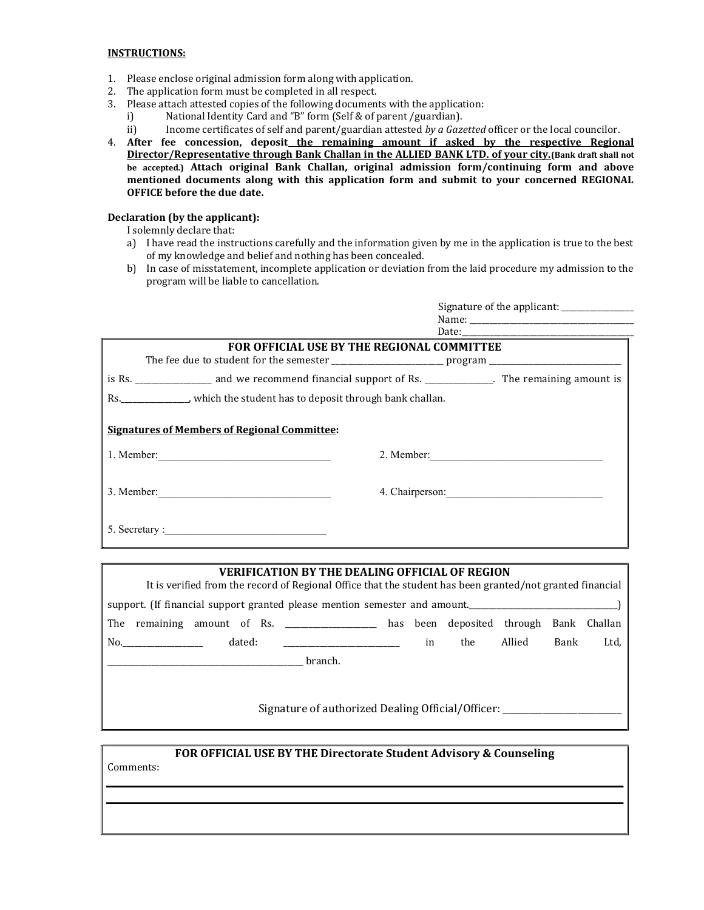**INSTRUCTIONS:**

1. Please enclose original admission form along with application.
2. The application form must be completed in all respect.
3. Please attach attested copies of the following documents with the application:
   - i) National Identity Card and "B" form (Self & of parent /guardian).
   - ii) Income certificates of self and parent/guardian attested *by a Gazetted* officer or the local councilor.
4. **After fee concession, deposit <u>the remaining amount if asked by the respective Regional Director/Representative through Bank Challan in the ALLIED BANK LTD. of your city.</u>(Bank draft shall not be accepted.) Attach original Bank Challan, original admission form/continuing form and above mentioned documents along with this application form and submit to your concerned REGIONAL OFFICE before the due date.**

**Declaration (by the applicant):**

I solemnly declare that:

- a) I have read the instructions carefully and the information given by me in the application is true to the best of my knowledge and belief and nothing has been concealed.
- b) In case of misstatement, incomplete application or deviation from the laid procedure my admission to the program will be liable to cancellation.

Signature of the applicant: ________________
Name: ______________________________________
Date:_______________________________________

**FOR OFFICIAL USE BY THE REGIONAL COMMITTEE**

The fee due to student for the semester _________________________ program ____________________________ is Rs. _________________ and we recommend financial support of Rs. _______________. The remaining amount is Rs._______________, which the student has to deposit through bank challan.

**<u>Signatures of Members of Regional Committee</u>:**

1. Member:_________________________________ 2. Member:_________________________________

3. Member:_________________________________ 4. Chairperson:_____________________________

5. Secretary :______________________________

**VERIFICATION BY THE DEALING OFFICIAL OF REGION**

It is verified from the record of Regional Office that the student has been granted/not granted financial support. (If financial support granted please mention semester and amount.__________________________________) The remaining amount of Rs. ____________________ has been deposited through Bank Challan No.__________________ dated: __________________________ in the Allied Bank Ltd, ______________________________________________ branch.

Signature of authorized Dealing Official/Officer: _________________________

**FOR OFFICIAL USE BY THE Directorate Student Advisory & Counseling**

Comments:

______________________________________________________________________________

______________________________________________________________________________